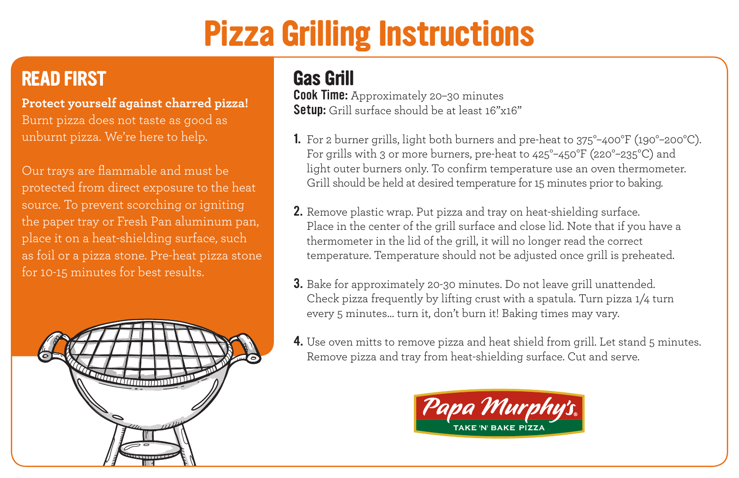# Pizza Grilling Instructions

## READ FIRST

**Protect yourself against charred pizza!** Burnt pizza does not taste as good as unburnt pizza. We're here to help.

Our trays are flammable and must be protected from direct exposure to the heat source. To prevent scorching or igniting the paper tray or Fresh Pan aluminum pan, place it on a heat-shielding surface, such as foil or a pizza stone. Pre-heat pizza stone for 10-15 minutes for best results.

## Gas Grill

**Cook Time:** Approximately 20–30 minutes
**Setup:** Grill surface should be at least 16"x16"

1. For 2 burner grills, light both burners and pre-heat to 375°–400°F (190°–200°C). For grills with 3 or more burners, pre-heat to 425°–450°F (220°–235°C) and light outer burners only. To confirm temperature use an oven thermometer. Grill should be held at desired temperature for 15 minutes prior to baking.
2. Remove plastic wrap. Put pizza and tray on heat-shielding surface. Place in the center of the grill surface and close lid. Note that if you have a thermometer in the lid of the grill, it will no longer read the correct temperature. Temperature should not be adjusted once grill is preheated.
3. Bake for approximately 20-30 minutes. Do not leave grill unattended. Check pizza frequently by lifting crust with a spatula. Turn pizza 1/4 turn every 5 minutes... turn it, don't burn it! Baking times may vary.
4. Use oven mitts to remove pizza and heat shield from grill. Let stand 5 minutes. Remove pizza and tray from heat-shielding surface. Cut and serve.

Papa Murphy's® TAKE 'N' BAKE PIZZA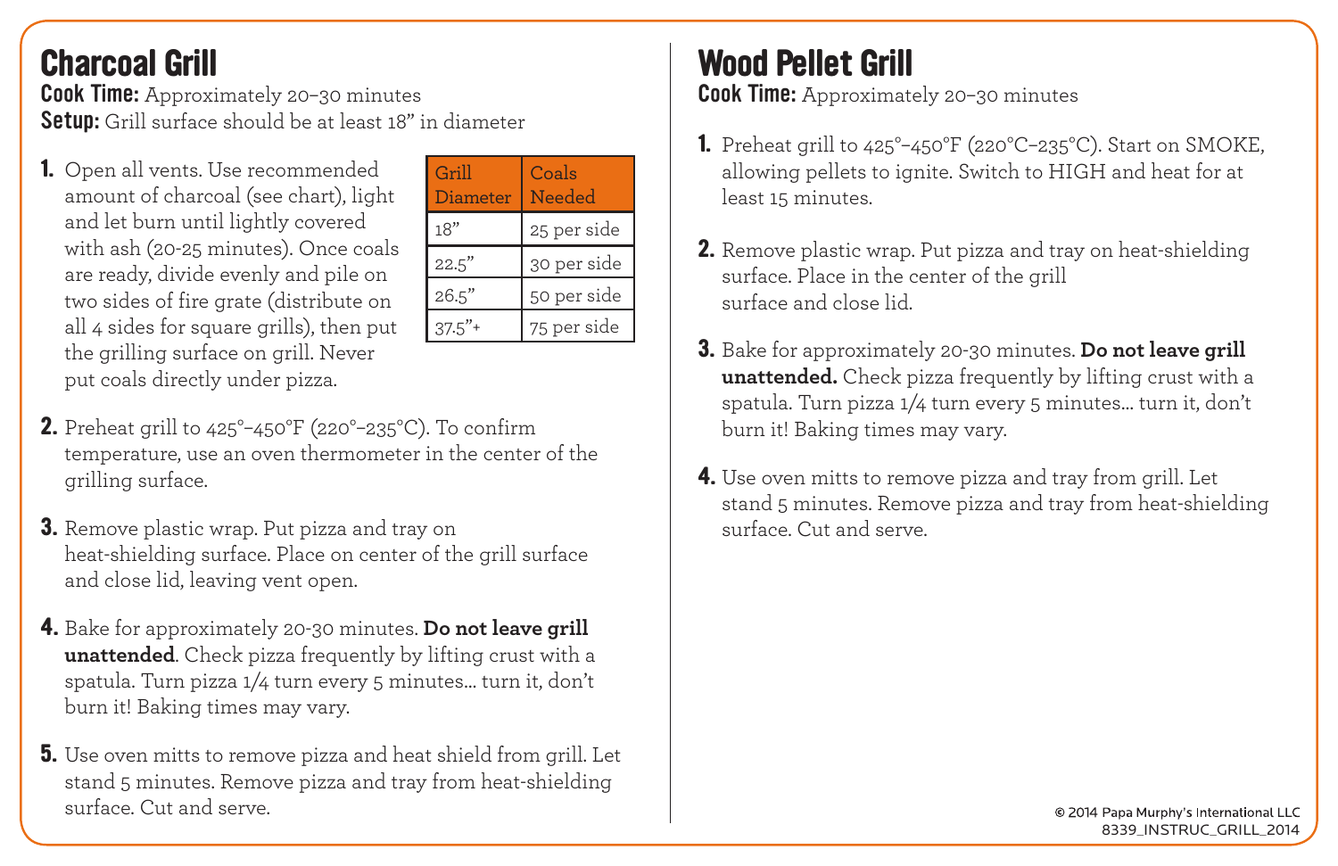## Charcoal Grill

**Cook Time:** Approximately 20–30 minutes
**Setup:** Grill surface should be at least 18” in diameter

1. Open all vents. Use recommended amount of charcoal (see chart), light and let burn until lightly covered with ash (20-25 minutes). Once coals are ready, divide evenly and pile on two sides of fire grate (distribute on all 4 sides for square grills), then put the grilling surface on grill. Never put coals directly under pizza.

| Grill Diameter | Coals Needed |
|---|---|
| 18” | 25 per side |
| 22.5” | 30 per side |
| 26.5” | 50 per side |
| 37.5”+ | 75 per side |

2. Preheat grill to 425°–450°F (220°–235°C). To confirm temperature, use an oven thermometer in the center of the grilling surface.
3. Remove plastic wrap. Put pizza and tray on heat-shielding surface. Place on center of the grill surface and close lid, leaving vent open.
4. Bake for approximately 20-30 minutes. **Do not leave grill unattended**. Check pizza frequently by lifting crust with a spatula. Turn pizza 1/4 turn every 5 minutes… turn it, don’t burn it! Baking times may vary.
5. Use oven mitts to remove pizza and heat shield from grill. Let stand 5 minutes. Remove pizza and tray from heat-shielding surface. Cut and serve.

## Wood Pellet Grill

**Cook Time:** Approximately 20–30 minutes

1. Preheat grill to 425°–450°F (220°C–235°C). Start on SMOKE, allowing pellets to ignite. Switch to HIGH and heat for at least 15 minutes.
2. Remove plastic wrap. Put pizza and tray on heat-shielding surface. Place in the center of the grill surface and close lid.
3. Bake for approximately 20-30 minutes. **Do not leave grill unattended.** Check pizza frequently by lifting crust with a spatula. Turn pizza 1/4 turn every 5 minutes… turn it, don’t burn it! Baking times may vary.
4. Use oven mitts to remove pizza and tray from grill. Let stand 5 minutes. Remove pizza and tray from heat-shielding surface. Cut and serve.

© 2014 Papa Murphy’s International LLC
8339_INSTRUC_GRILL_2014